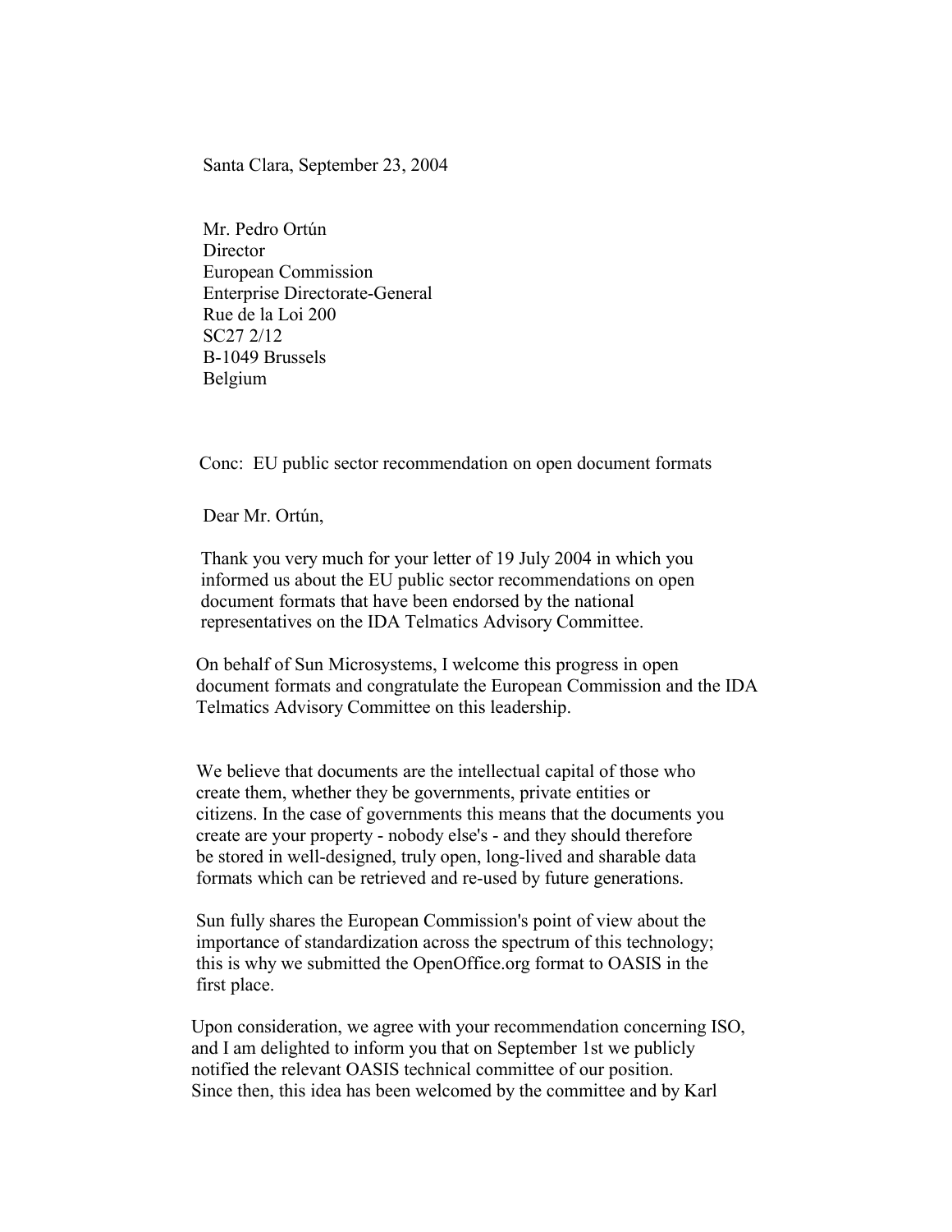Santa Clara, September 23, 2004

Mr. Pedro Ortún
Director
European Commission
Enterprise Directorate-General
Rue de la Loi 200
SC27 2/12
B-1049 Brussels
Belgium

Conc: EU public sector recommendation on open document formats

Dear Mr. Ortún,

Thank you very much for your letter of 19 July 2004 in which you informed us about the EU public sector recommendations on open document formats that have been endorsed by the national representatives on the IDA Telmatics Advisory Committee.

On behalf of Sun Microsystems, I welcome this progress in open document formats and congratulate the European Commission and the IDA Telmatics Advisory Committee on this leadership.

We believe that documents are the intellectual capital of those who create them, whether they be governments, private entities or citizens. In the case of governments this means that the documents you create are your property - nobody else's - and they should therefore be stored in well-designed, truly open, long-lived and sharable data formats which can be retrieved and re-used by future generations.

Sun fully shares the European Commission's point of view about the importance of standardization across the spectrum of this technology; this is why we submitted the OpenOffice.org format to OASIS in the first place.

Upon consideration, we agree with your recommendation concerning ISO, and I am delighted to inform you that on September 1st we publicly notified the relevant OASIS technical committee of our position. Since then, this idea has been welcomed by the committee and by Karl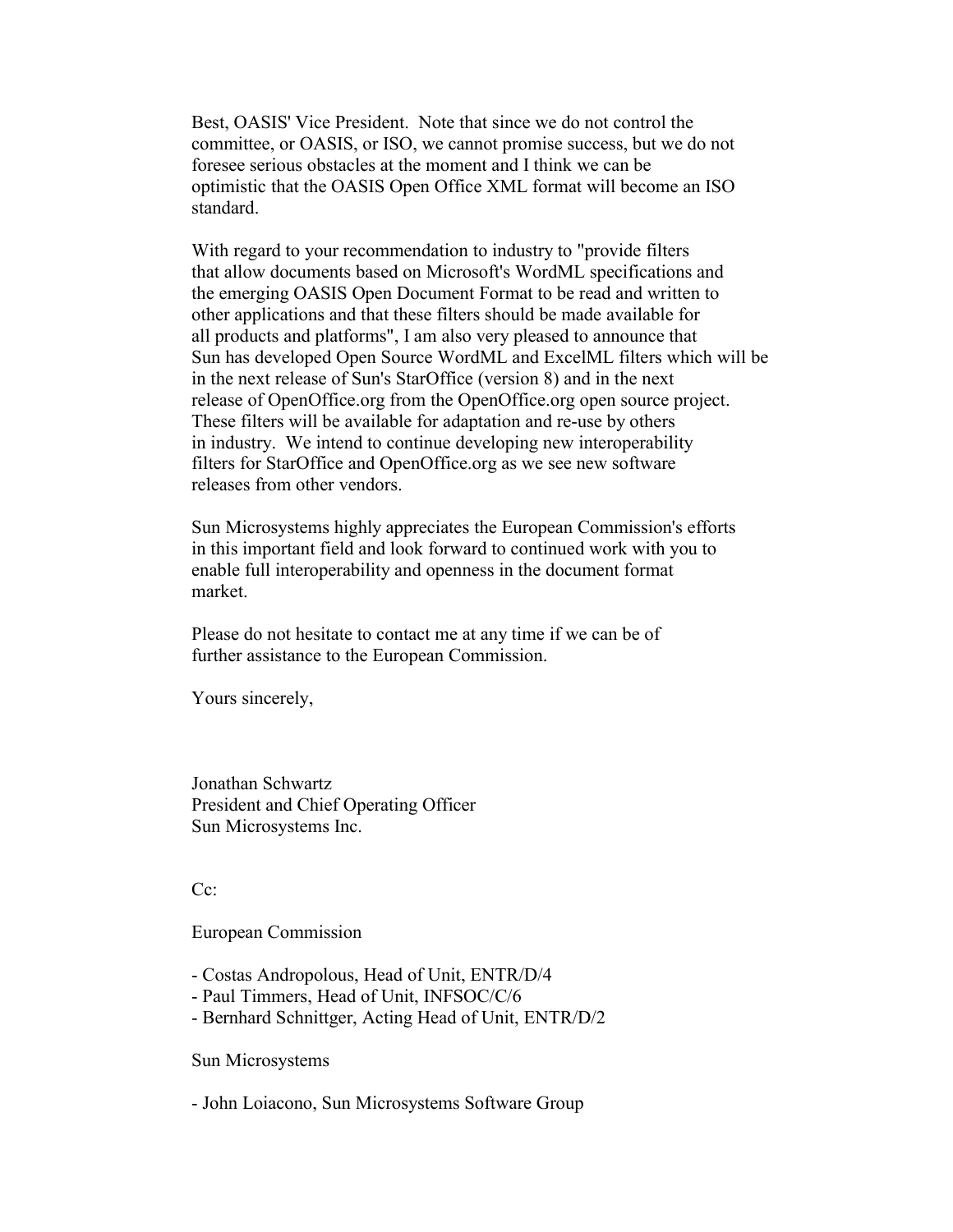Best, OASIS' Vice President. Note that since we do not control the committee, or OASIS, or ISO, we cannot promise success, but we do not foresee serious obstacles at the moment and I think we can be optimistic that the OASIS Open Office XML format will become an ISO standard.

With regard to your recommendation to industry to "provide filters that allow documents based on Microsoft's WordML specifications and the emerging OASIS Open Document Format to be read and written to other applications and that these filters should be made available for all products and platforms", I am also very pleased to announce that Sun has developed Open Source WordML and ExcelML filters which will be in the next release of Sun's StarOffice (version 8) and in the next release of OpenOffice.org from the OpenOffice.org open source project. These filters will be available for adaptation and re-use by others in industry. We intend to continue developing new interoperability filters for StarOffice and OpenOffice.org as we see new software releases from other vendors.

Sun Microsystems highly appreciates the European Commission's efforts in this important field and look forward to continued work with you to enable full interoperability and openness in the document format market.

Please do not hesitate to contact me at any time if we can be of further assistance to the European Commission.

Yours sincerely,

Jonathan Schwartz
President and Chief Operating Officer
Sun Microsystems Inc.

Cc:

European Commission

- Costas Andropolous, Head of Unit, ENTR/D/4
- Paul Timmers, Head of Unit, INFSOC/C/6
- Bernhard Schnittger, Acting Head of Unit, ENTR/D/2

Sun Microsystems

- John Loiacono, Sun Microsystems Software Group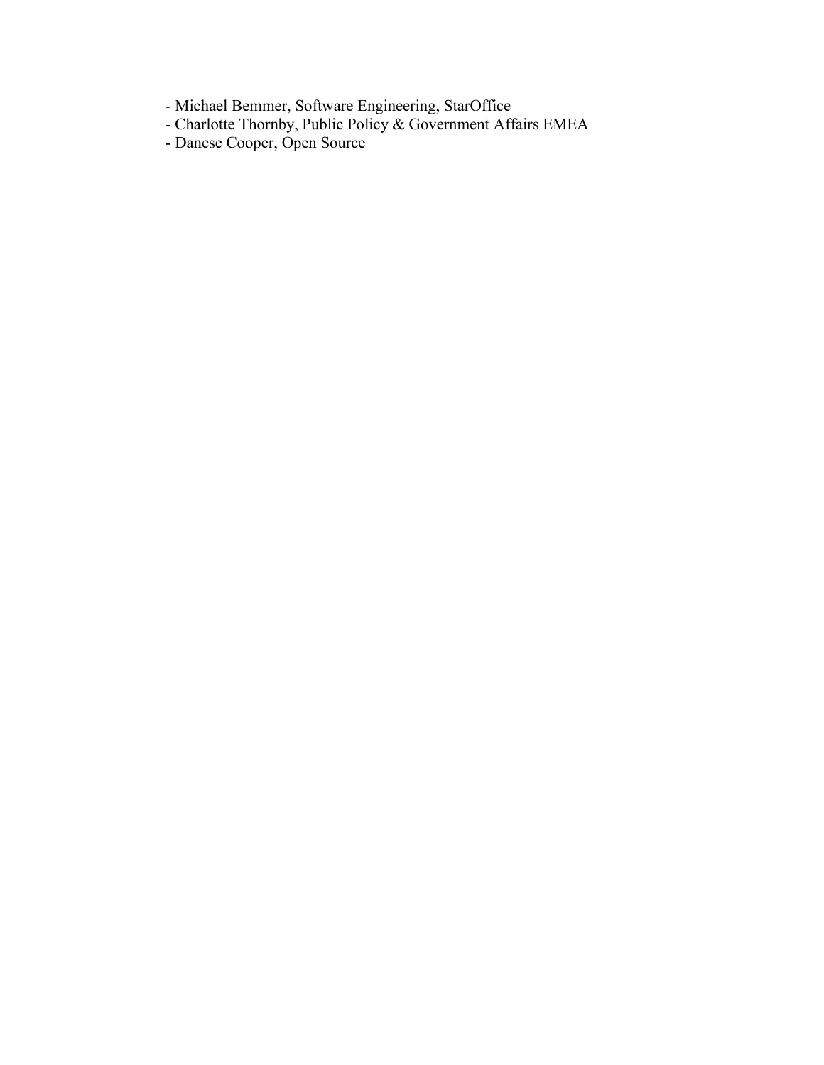- Michael Bemmer, Software Engineering, StarOffice
- Charlotte Thornby, Public Policy & Government Affairs EMEA
- Danese Cooper, Open Source